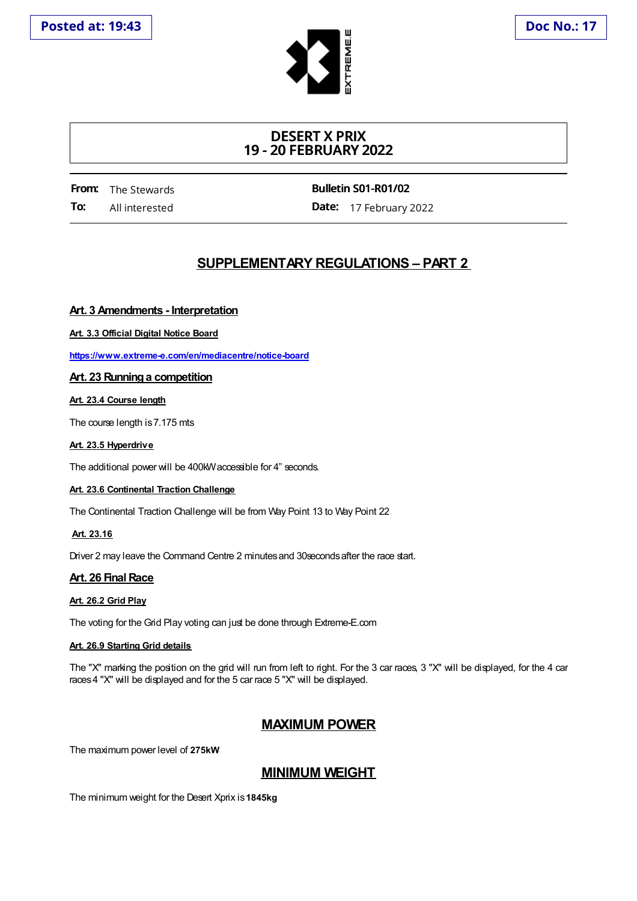Posted at: 19:43

Doc No.: 17

# DESERT X PRIX
# 19 - 20 FEBRUARY 2022

**From:** The Stewards
**To:** All interested

**Bulletin S01-R01/02**
**Date:** 17 February 2022

## SUPPLEMENTARY REGULATIONS – PART 2

### Art. 3 Amendments - Interpretation

**Art. 3.3 Official Digital Notice Board**

https://www.extreme-e.com/en/mediacentre/notice-board

### Art. 23 Running a competition

**Art. 23.4 Course length**

The course length is 7.175 mts

**Art. 23.5 Hyperdrive**

The additional power will be 400kW accessible for 4" seconds.

**Art. 23.6 Continental Traction Challenge**

The Continental Traction Challenge will be from Way Point 13 to Way Point 22

**Art. 23.16**

Driver 2 may leave the Command Centre 2 minutes and 30seconds after the race start.

### Art. 26 Final Race

**Art. 26.2 Grid Play**

The voting for the Grid Play voting can just be done through Extreme-E.com

**Art. 26.9 Starting Grid details**

The "X" marking the position on the grid will run from left to right. For the 3 car races, 3 "X" will be displayed, for the 4 car races 4 "X" will be displayed and for the 5 car race 5 "X" will be displayed.

## MAXIMUM POWER

The maximum power level of **275kW**

## MINIMUM WEIGHT

The minimum weight for the Desert Xprix is **1845kg**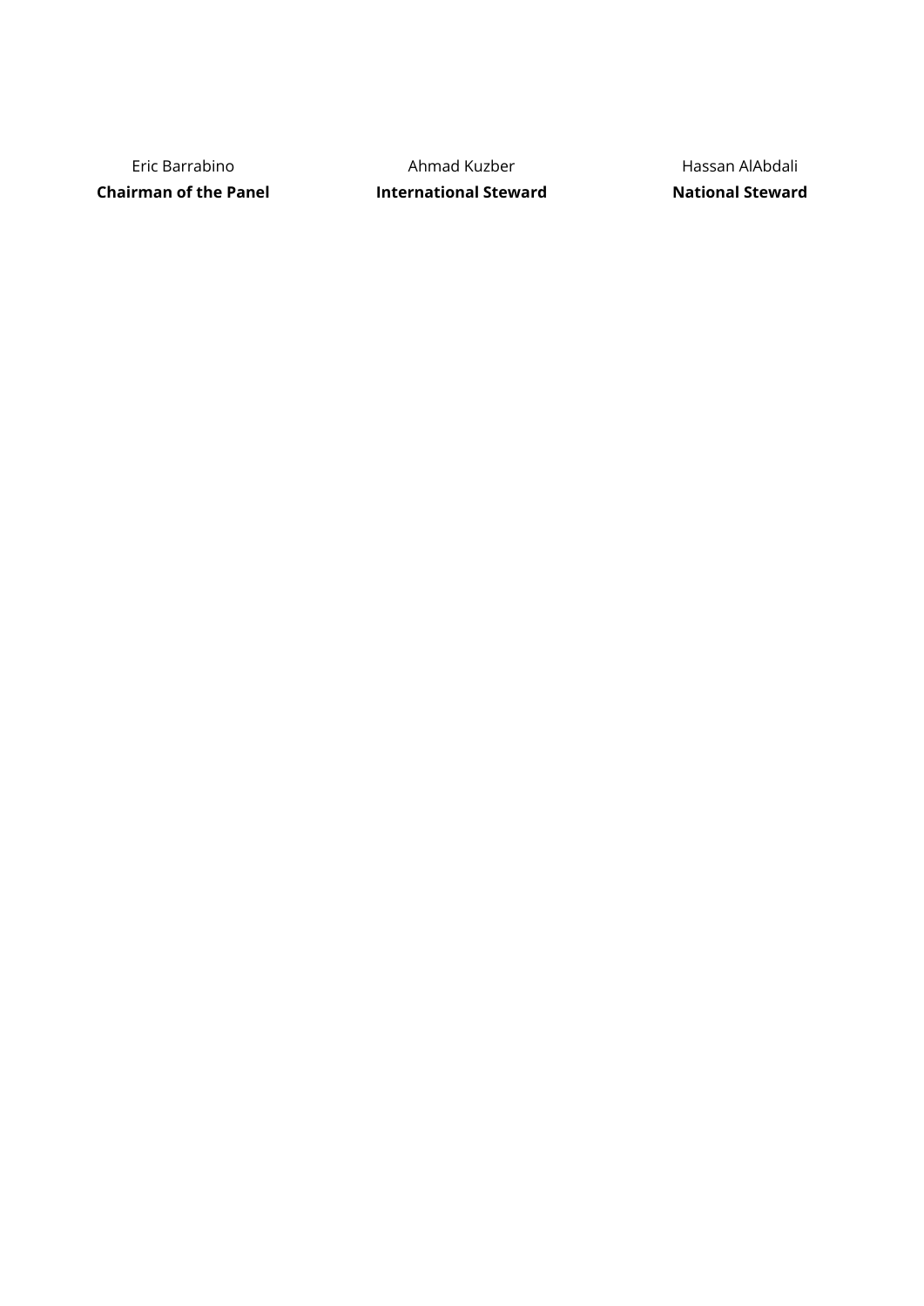| | | |
|---|---|---|
| Eric Barrabino | Ahmad Kuzber | Hassan AlAbdali |
| **Chairman of the Panel** | **International Steward** | **National Steward** |